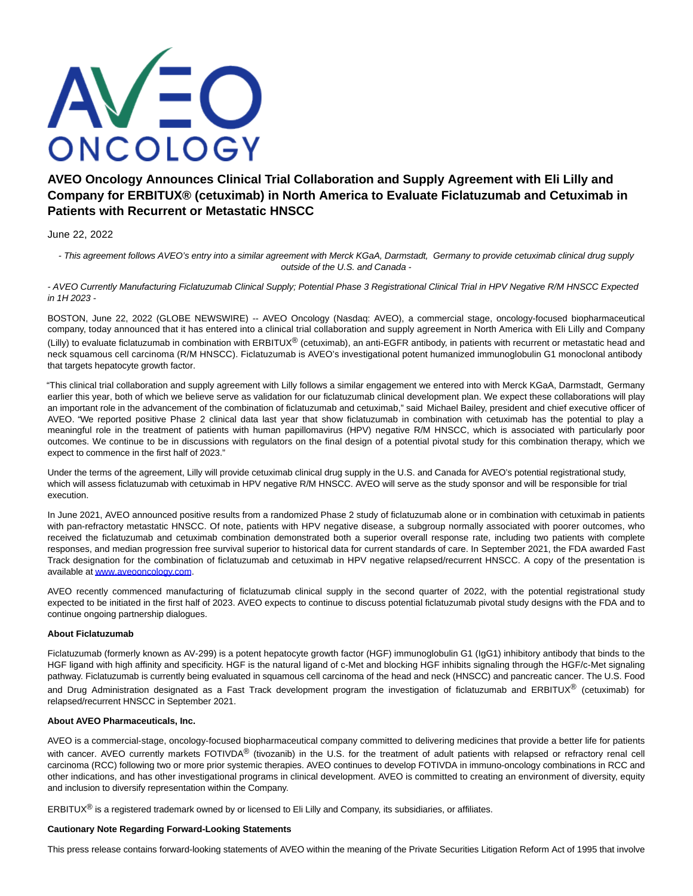# AVEO Oncology Announces Clinical Trial Collaboration and Supply Agreement with Eli Lilly and Company for ERBITUX® (cetuximab) in North America to Evaluate Ficlatuzumab and Cetuximab in Patients with Recurrent or Metastatic HNSCC

June 22, 2022

*- This agreement follows AVEO's entry into a similar agreement with Merck KGaA, Darmstadt, Germany to provide cetuximab clinical drug supply outside of the U.S. and Canada -*

*- AVEO Currently Manufacturing Ficlatuzumab Clinical Supply; Potential Phase 3 Registrational Clinical Trial in HPV Negative R/M HNSCC Expected in 1H 2023 -*

BOSTON, June 22, 2022 (GLOBE NEWSWIRE) -- AVEO Oncology (Nasdaq: AVEO), a commercial stage, oncology-focused biopharmaceutical company, today announced that it has entered into a clinical trial collaboration and supply agreement in North America with Eli Lilly and Company (Lilly) to evaluate ficlatuzumab in combination with ERBITUX® (cetuximab), an anti-EGFR antibody, in patients with recurrent or metastatic head and neck squamous cell carcinoma (R/M HNSCC). Ficlatuzumab is AVEO's investigational potent humanized immunoglobulin G1 monoclonal antibody that targets hepatocyte growth factor.

"This clinical trial collaboration and supply agreement with Lilly follows a similar engagement we entered into with Merck KGaA, Darmstadt, Germany earlier this year, both of which we believe serve as validation for our ficlatuzumab clinical development plan. We expect these collaborations will play an important role in the advancement of the combination of ficlatuzumab and cetuximab," said Michael Bailey, president and chief executive officer of AVEO. "We reported positive Phase 2 clinical data last year that show ficlatuzumab in combination with cetuximab has the potential to play a meaningful role in the treatment of patients with human papillomavirus (HPV) negative R/M HNSCC, which is associated with particularly poor outcomes. We continue to be in discussions with regulators on the final design of a potential pivotal study for this combination therapy, which we expect to commence in the first half of 2023."

Under the terms of the agreement, Lilly will provide cetuximab clinical drug supply in the U.S. and Canada for AVEO's potential registrational study, which will assess ficlatuzumab with cetuximab in HPV negative R/M HNSCC. AVEO will serve as the study sponsor and will be responsible for trial execution.

In June 2021, AVEO announced positive results from a randomized Phase 2 study of ficlatuzumab alone or in combination with cetuximab in patients with pan-refractory metastatic HNSCC. Of note, patients with HPV negative disease, a subgroup normally associated with poorer outcomes, who received the ficlatuzumab and cetuximab combination demonstrated both a superior overall response rate, including two patients with complete responses, and median progression free survival superior to historical data for current standards of care. In September 2021, the FDA awarded Fast Track designation for the combination of ficlatuzumab and cetuximab in HPV negative relapsed/recurrent HNSCC. A copy of the presentation is available at [www.aveooncology.com](www.aveooncology.com).

AVEO recently commenced manufacturing of ficlatuzumab clinical supply in the second quarter of 2022, with the potential registrational study expected to be initiated in the first half of 2023. AVEO expects to continue to discuss potential ficlatuzumab pivotal study designs with the FDA and to continue ongoing partnership dialogues.

**About Ficlatuzumab**

Ficlatuzumab (formerly known as AV-299) is a potent hepatocyte growth factor (HGF) immunoglobulin G1 (IgG1) inhibitory antibody that binds to the HGF ligand with high affinity and specificity. HGF is the natural ligand of c-Met and blocking HGF inhibits signaling through the HGF/c-Met signaling pathway. Ficlatuzumab is currently being evaluated in squamous cell carcinoma of the head and neck (HNSCC) and pancreatic cancer. The U.S. Food and Drug Administration designated as a Fast Track development program the investigation of ficlatuzumab and ERBITUX® (cetuximab) for relapsed/recurrent HNSCC in September 2021.

**About AVEO Pharmaceuticals, Inc.**

AVEO is a commercial-stage, oncology-focused biopharmaceutical company committed to delivering medicines that provide a better life for patients with cancer. AVEO currently markets FOTIVDA® (tivozanib) in the U.S. for the treatment of adult patients with relapsed or refractory renal cell carcinoma (RCC) following two or more prior systemic therapies. AVEO continues to develop FOTIVDA in immuno-oncology combinations in RCC and other indications, and has other investigational programs in clinical development. AVEO is committed to creating an environment of diversity, equity and inclusion to diversify representation within the Company.

ERBITUX® is a registered trademark owned by or licensed to Eli Lilly and Company, its subsidiaries, or affiliates.

**Cautionary Note Regarding Forward-Looking Statements**

This press release contains forward-looking statements of AVEO within the meaning of the Private Securities Litigation Reform Act of 1995 that involve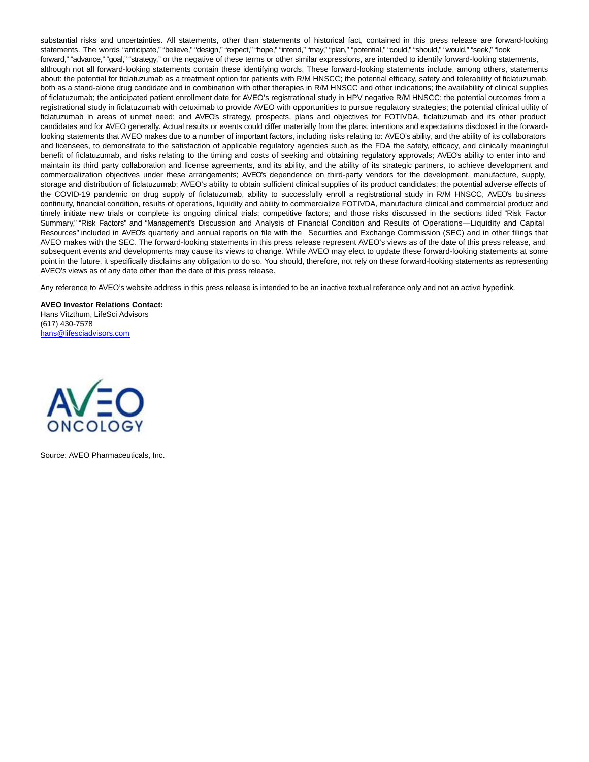substantial risks and uncertainties. All statements, other than statements of historical fact, contained in this press release are forward-looking statements. The words "anticipate," "believe," "design," "expect," "hope," "intend," "may," "plan," "potential," "could," "should," "would," "seek," "look forward," "advance," "goal," "strategy," or the negative of these terms or other similar expressions, are intended to identify forward-looking statements, although not all forward-looking statements contain these identifying words. These forward-looking statements include, among others, statements about: the potential for ficlatuzumab as a treatment option for patients with R/M HNSCC; the potential efficacy, safety and tolerability of ficlatuzumab, both as a stand-alone drug candidate and in combination with other therapies in R/M HNSCC and other indications; the availability of clinical supplies of ficlatuzumab; the anticipated patient enrollment date for AVEO's registrational study in HPV negative R/M HNSCC; the potential outcomes from a registrational study in ficlatuzumab with cetuximab to provide AVEO with opportunities to pursue regulatory strategies; the potential clinical utility of ficlatuzumab in areas of unmet need; and AVEO's strategy, prospects, plans and objectives for FOTIVDA, ficlatuzumab and its other product candidates and for AVEO generally. Actual results or events could differ materially from the plans, intentions and expectations disclosed in the forward-looking statements that AVEO makes due to a number of important factors, including risks relating to: AVEO's ability, and the ability of its collaborators and licensees, to demonstrate to the satisfaction of applicable regulatory agencies such as the FDA the safety, efficacy, and clinically meaningful benefit of ficlatuzumab, and risks relating to the timing and costs of seeking and obtaining regulatory approvals; AVEO's ability to enter into and maintain its third party collaboration and license agreements, and its ability, and the ability of its strategic partners, to achieve development and commercialization objectives under these arrangements; AVEO's dependence on third-party vendors for the development, manufacture, supply, storage and distribution of ficlatuzumab; AVEO's ability to obtain sufficient clinical supplies of its product candidates; the potential adverse effects of the COVID-19 pandemic on drug supply of ficlatuzumab, ability to successfully enroll a registrational study in R/M HNSCC, AVEO's business continuity, financial condition, results of operations, liquidity and ability to commercialize FOTIVDA, manufacture clinical and commercial product and timely initiate new trials or complete its ongoing clinical trials; competitive factors; and those risks discussed in the sections titled "Risk Factor Summary," "Risk Factors" and "Management's Discussion and Analysis of Financial Condition and Results of Operations—Liquidity and Capital Resources" included in AVEO's quarterly and annual reports on file with the Securities and Exchange Commission (SEC) and in other filings that AVEO makes with the SEC. The forward-looking statements in this press release represent AVEO's views as of the date of this press release, and subsequent events and developments may cause its views to change. While AVEO may elect to update these forward-looking statements at some point in the future, it specifically disclaims any obligation to do so. You should, therefore, not rely on these forward-looking statements as representing AVEO's views as of any date other than the date of this press release.

Any reference to AVEO's website address in this press release is intended to be an inactive textual reference only and not an active hyperlink.

**AVEO Investor Relations Contact:**
Hans Vitzthum, LifeSci Advisors
(617) 430-7578
hans@lifesciadvisors.com

AVEO ONCOLOGY

Source: AVEO Pharmaceuticals, Inc.